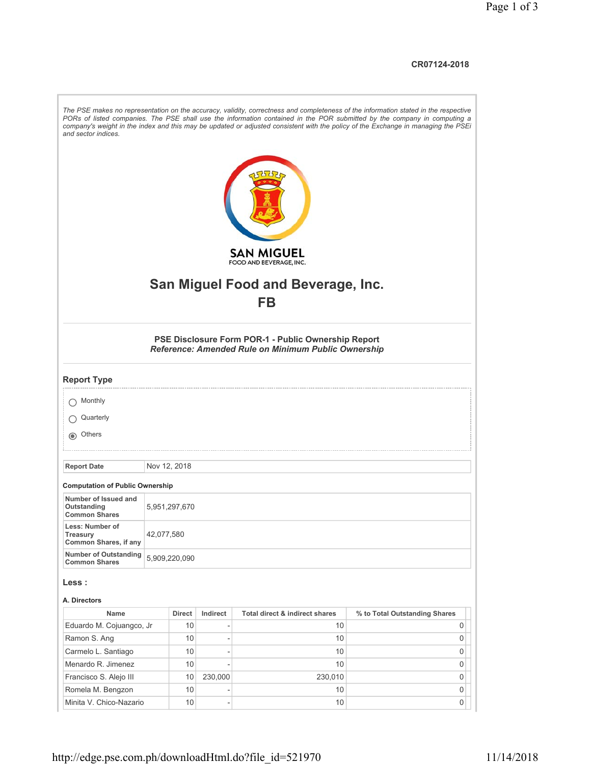CR07124-2018

*The PSE makes no representation on the accuracy, validity, correctness and completeness of the information stated in the respective PORs of listed companies. The PSE shall use the information contained in the POR submitted by the company in computing a company's weight in the index and this may be updated or adjusted consistent with the policy of the Exchange in managing the PSEi and sector indices.*

# San Miguel Food and Beverage, Inc.

# FB

### PSE Disclosure Form POR-1 - Public Ownership Report

***Reference: Amended Rule on Minimum Public Ownership***

## Report Type

- ○ Monthly
- ○ Quarterly
- ◉ Others

| Report Date | Nov 12, 2018 |
|---|---|

**Computation of Public Ownership**

| | |
|---|---|
| Number of Issued and Outstanding Common Shares | 5,951,297,670 |
| Less: Number of Treasury Common Shares, if any | 42,077,580 |
| Number of Outstanding Common Shares | 5,909,220,090 |

### Less :

**A. Directors**

| Name | Direct | Indirect | Total direct & indirect shares | % to Total Outstanding Shares |
|---|---|---|---|---|
| Eduardo M. Cojuangco, Jr | 10 | - | 10 | 0 |
| Ramon S. Ang | 10 | - | 10 | 0 |
| Carmelo L. Santiago | 10 | - | 10 | 0 |
| Menardo R. Jimenez | 10 | - | 10 | 0 |
| Francisco S. Alejo III | 10 | 230,000 | 230,010 | 0 |
| Romela M. Bengzon | 10 | - | 10 | 0 |
| Minita V. Chico-Nazario | 10 | - | 10 | 0 |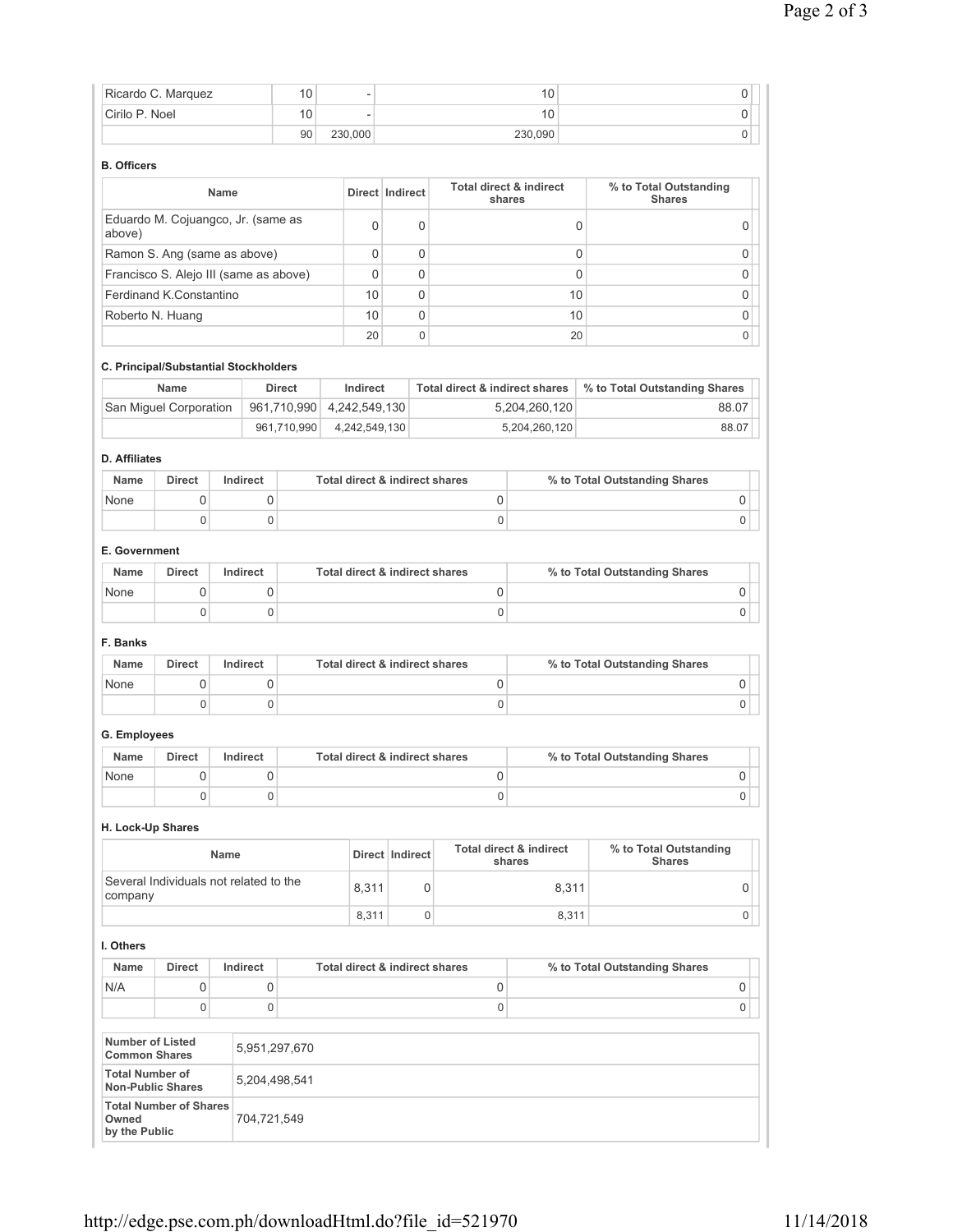| | | | | |
|---|---|---|---|---|
| Ricardo C. Marquez | 10 | - | 10 | 0 |
| Cirilo P. Noel | 10 | - | 10 | 0 |
| | 90 | 230,000 | 230,090 | 0 |

**B. Officers**

| Name | Direct | Indirect | Total direct & indirect shares | % to Total Outstanding Shares |
|---|---|---|---|---|
| Eduardo M. Cojuangco, Jr. (same as above) | 0 | 0 | 0 | 0 |
| Ramon S. Ang (same as above) | 0 | 0 | 0 | 0 |
| Francisco S. Alejo III (same as above) | 0 | 0 | 0 | 0 |
| Ferdinand K.Constantino | 10 | 0 | 10 | 0 |
| Roberto N. Huang | 10 | 0 | 10 | 0 |
| | 20 | 0 | 20 | 0 |

**C. Principal/Substantial Stockholders**

| Name | Direct | Indirect | Total direct & indirect shares | % to Total Outstanding Shares |
|---|---|---|---|---|
| San Miguel Corporation | 961,710,990 | 4,242,549,130 | 5,204,260,120 | 88.07 |
| | 961,710,990 | 4,242,549,130 | 5,204,260,120 | 88.07 |

**D. Affiliates**

| Name | Direct | Indirect | Total direct & indirect shares | % to Total Outstanding Shares |
|---|---|---|---|---|
| None | 0 | 0 | 0 | 0 |
| | 0 | 0 | 0 | 0 |

**E. Government**

| Name | Direct | Indirect | Total direct & indirect shares | % to Total Outstanding Shares |
|---|---|---|---|---|
| None | 0 | 0 | 0 | 0 |
| | 0 | 0 | 0 | 0 |

**F. Banks**

| Name | Direct | Indirect | Total direct & indirect shares | % to Total Outstanding Shares |
|---|---|---|---|---|
| None | 0 | 0 | 0 | 0 |
| | 0 | 0 | 0 | 0 |

**G. Employees**

| Name | Direct | Indirect | Total direct & indirect shares | % to Total Outstanding Shares |
|---|---|---|---|---|
| None | 0 | 0 | 0 | 0 |
| | 0 | 0 | 0 | 0 |

**H. Lock-Up Shares**

| Name | Direct | Indirect | Total direct & indirect shares | % to Total Outstanding Shares |
|---|---|---|---|---|
| Several Individuals not related to the company | 8,311 | 0 | 8,311 | 0 |
| | 8,311 | 0 | 8,311 | 0 |

**I. Others**

| Name | Direct | Indirect | Total direct & indirect shares | % to Total Outstanding Shares |
|---|---|---|---|---|
| N/A | 0 | 0 | 0 | 0 |
| | 0 | 0 | 0 | 0 |

| | |
|---|---|
| **Number of Listed Common Shares** | 5,951,297,670 |
| **Total Number of Non-Public Shares** | 5,204,498,541 |
| **Total Number of Shares Owned by the Public** | 704,721,549 |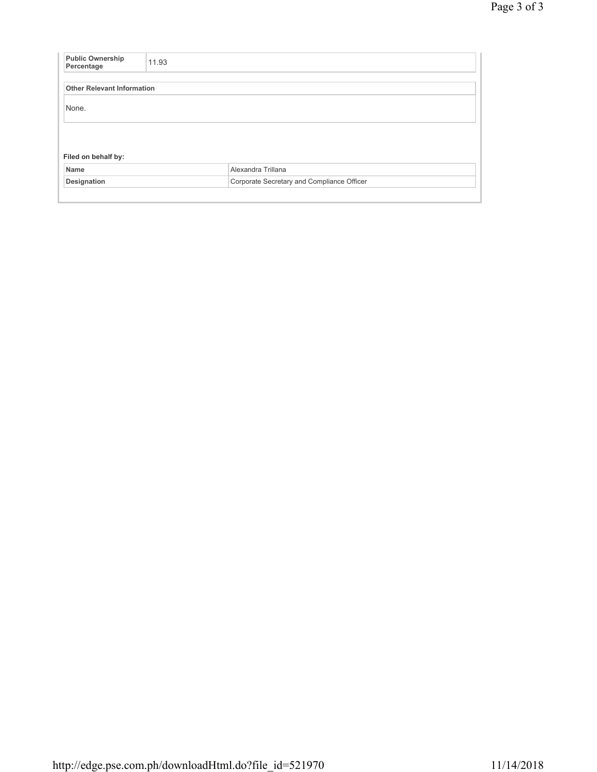| | |
|---|---|
| **Public Ownership Percentage** | 11.93 |

| **Other Relevant Information** |
|---|
| None. |

**Filed on behalf by:**

| | |
|---|---|
| **Name** | Alexandra Trillana |
| **Designation** | Corporate Secretary and Compliance Officer |